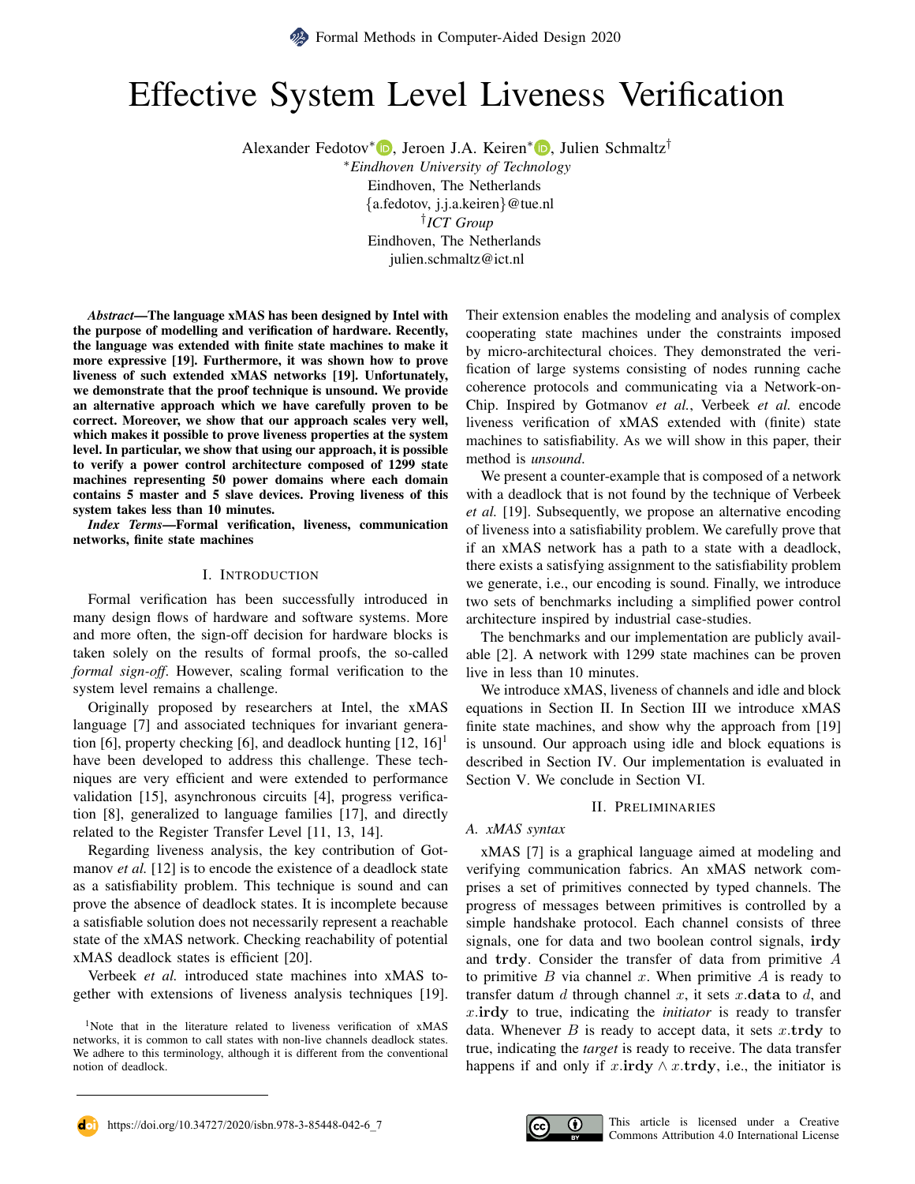# Effective System Level Liveness Verification

Alexander Fedotov*, Jeroen J.A. Keiren*, Julien Schmaltz†

*Eindhoven University of Technology
Eindhoven, The Netherlands
{a.fedotov, j.j.a.keiren}@tue.nl

†ICT Group
Eindhoven, The Netherlands
julien.schmaltz@ict.nl

***Abstract*—The language xMAS has been designed by Intel with the purpose of modelling and verification of hardware. Recently, the language was extended with finite state machines to make it more expressive [19]. Furthermore, it was shown how to prove liveness of such extended xMAS networks [19]. Unfortunately, we demonstrate that the proof technique is unsound. We provide an alternative approach which we have carefully proven to be correct. Moreover, we show that our approach scales very well, which makes it possible to prove liveness properties at the system level. In particular, we show that using our approach, it is possible to verify a power control architecture composed of 1299 state machines representing 50 power domains where each domain contains 5 master and 5 slave devices. Proving liveness of this system takes less than 10 minutes.**

***Index Terms*—Formal verification, liveness, communication networks, finite state machines**

## I. Introduction

Formal verification has been successfully introduced in many design flows of hardware and software systems. More and more often, the sign-off decision for hardware blocks is taken solely on the results of formal proofs, the so-called *formal sign-off*. However, scaling formal verification to the system level remains a challenge.

Originally proposed by researchers at Intel, the xMAS language [7] and associated techniques for invariant generation [6], property checking [6], and deadlock hunting [12, 16][1] have been developed to address this challenge. These techniques are very efficient and were extended to performance validation [15], asynchronous circuits [4], progress verification [8], generalized to language families [17], and directly related to the Register Transfer Level [11, 13, 14].

Regarding liveness analysis, the key contribution of Gotmanov *et al.* [12] is to encode the existence of a deadlock state as a satisfiability problem. This technique is sound and can prove the absence of deadlock states. It is incomplete because a satisfiable solution does not necessarily represent a reachable state of the xMAS network. Checking reachability of potential xMAS deadlock states is efficient [20].

Verbeek *et al.* introduced state machines into xMAS together with extensions of liveness analysis techniques [19]. Their extension enables the modeling and analysis of complex cooperating state machines under the constraints imposed by micro-architectural choices. They demonstrated the verification of large systems consisting of nodes running cache coherence protocols and communicating via a Network-on-Chip. Inspired by Gotmanov *et al.*, Verbeek *et al.* encode liveness verification of xMAS extended with (finite) state machines to satisfiability. As we will show in this paper, their method is *unsound*.

We present a counter-example that is composed of a network with a deadlock that is not found by the technique of Verbeek *et al.* [19]. Subsequently, we propose an alternative encoding of liveness into a satisfiability problem. We carefully prove that if an xMAS network has a path to a state with a deadlock, there exists a satisfying assignment to the satisfiability problem we generate, i.e., our encoding is sound. Finally, we introduce two sets of benchmarks including a simplified power control architecture inspired by industrial case-studies.

The benchmarks and our implementation are publicly available [2]. A network with 1299 state machines can be proven live in less than 10 minutes.

We introduce xMAS, liveness of channels and idle and block equations in Section II. In Section III we introduce xMAS finite state machines, and show why the approach from [19] is unsound. Our approach using idle and block equations is described in Section IV. Our implementation is evaluated in Section V. We conclude in Section VI.

## II. Preliminaries

### A. xMAS syntax

xMAS [7] is a graphical language aimed at modeling and verifying communication fabrics. An xMAS network comprises a set of primitives connected by typed channels. The progress of messages between primitives is controlled by a simple handshake protocol. Each channel consists of three signals, one for data and two boolean control signals, **irdy** and **trdy**. Consider the transfer of data from primitive $A$ to primitive $B$ via channel $x$. When primitive $A$ is ready to transfer datum $d$ through channel $x$, it sets $x$.**data** to $d$, and $x$.**irdy** to true, indicating the *initiator* is ready to transfer data. Whenever $B$ is ready to accept data, it sets $x$.**trdy** to true, indicating the *target* is ready to receive. The data transfer happens if and only if $x.\mathbf{irdy} \wedge x.\mathbf{trdy}$, i.e., the initiator is

[1] Note that in the literature related to liveness verification of xMAS networks, it is common to call states with non-live channels deadlock states. We adhere to this terminology, although it is different from the conventional notion of deadlock.

https://doi.org/10.34727/2020/isbn.978-3-85448-042-6_7

This article is licensed under a Creative Commons Attribution 4.0 International License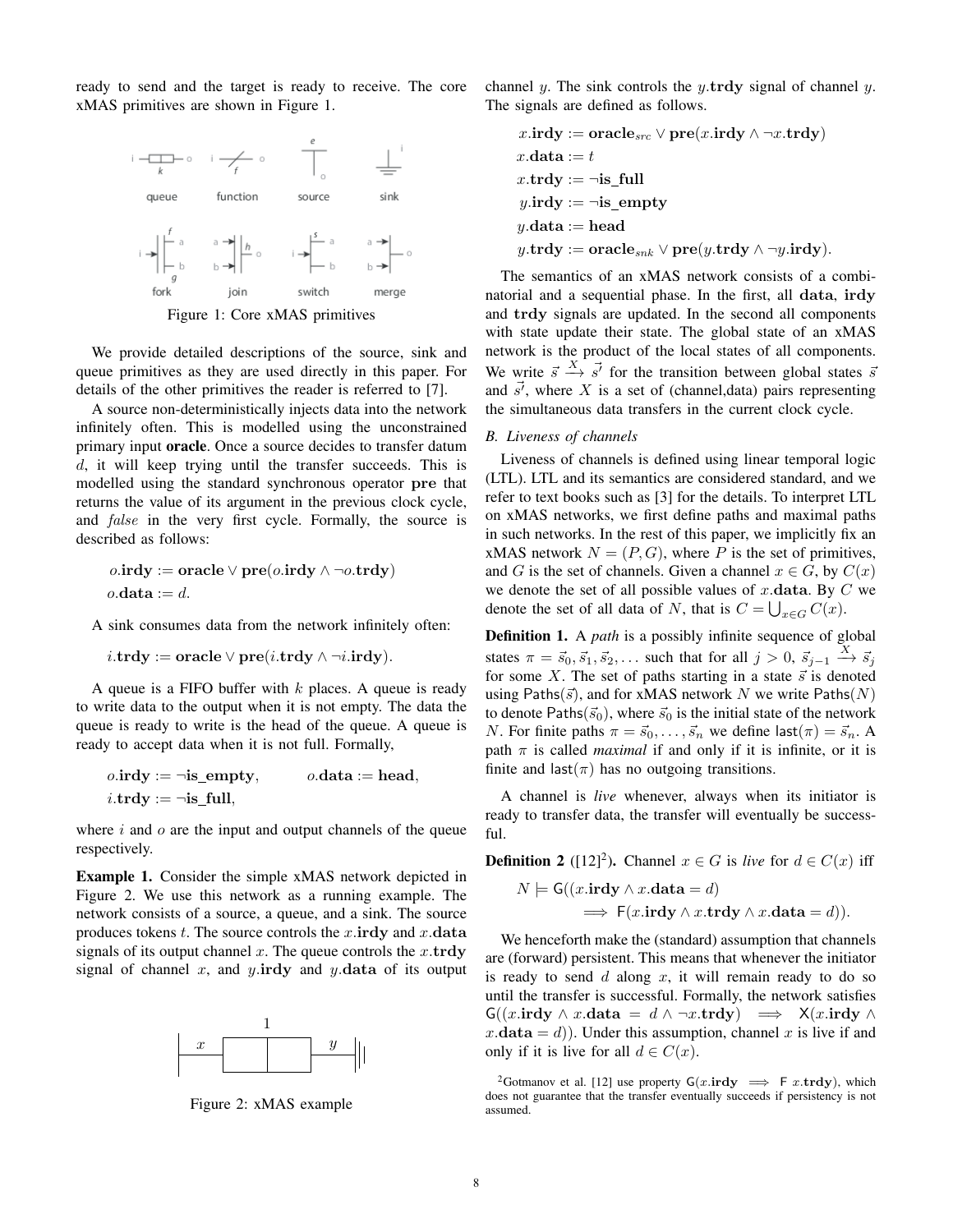ready to send and the target is ready to receive. The core xMAS primitives are shown in Figure 1.

Figure 1: Core xMAS primitives

We provide detailed descriptions of the source, sink and queue primitives as they are used directly in this paper. For details of the other primitives the reader is referred to [7].

A source non-deterministically injects data into the network infinitely often. This is modelled using the unconstrained primary input **oracle**. Once a source decides to transfer datum $d$, it will keep trying until the transfer succeeds. This is modelled using the standard synchronous operator **pre** that returns the value of its argument in the previous clock cycle, and *false* in the very first cycle. Formally, the source is described as follows:

$$o.\mathbf{irdy} := \mathbf{oracle} \vee \mathbf{pre}(o.\mathbf{irdy} \wedge \neg o.\mathbf{trdy})$$
$$o.\mathbf{data} := d.$$

A sink consumes data from the network infinitely often:

$$i.\mathbf{trdy} := \mathbf{oracle} \vee \mathbf{pre}(i.\mathbf{trdy} \wedge \neg i.\mathbf{irdy}).$$

A queue is a FIFO buffer with $k$ places. A queue is ready to write data to the output when it is not empty. The data the queue is ready to write is the head of the queue. A queue is ready to accept data when it is not full. Formally,

$$o.\mathbf{irdy} := \neg\mathbf{is\_empty}, \qquad o.\mathbf{data} := \mathbf{head},$$
$$i.\mathbf{trdy} := \neg\mathbf{is\_full},$$

where $i$ and $o$ are the input and output channels of the queue respectively.

**Example 1.** Consider the simple xMAS network depicted in Figure 2. We use this network as a running example. The network consists of a source, a queue, and a sink. The source produces tokens $t$. The source controls the $x.\mathbf{irdy}$ and $x.\mathbf{data}$ signals of its output channel $x$. The queue controls the $x.\mathbf{trdy}$ signal of channel $x$, and $y.\mathbf{irdy}$ and $y.\mathbf{data}$ of its output channel $y$. The sink controls the $y.\mathbf{trdy}$ signal of channel $y$. The signals are defined as follows.

$$x.\mathbf{irdy} := \mathbf{oracle}_{src} \vee \mathbf{pre}(x.\mathbf{irdy} \wedge \neg x.\mathbf{trdy})$$
$$x.\mathbf{data} := t$$
$$x.\mathbf{trdy} := \neg\mathbf{is\_full}$$
$$y.\mathbf{irdy} := \neg\mathbf{is\_empty}$$
$$y.\mathbf{data} := \mathbf{head}$$
$$y.\mathbf{trdy} := \mathbf{oracle}_{snk} \vee \mathbf{pre}(y.\mathbf{trdy} \wedge \neg y.\mathbf{irdy}).$$

Figure 2: xMAS example

The semantics of an xMAS network consists of a combinatorial and a sequential phase. In the first, all **data**, **irdy** and **trdy** signals are updated. In the second all components with state update their state. The global state of an xMAS network is the product of the local states of all components. We write $\vec{s} \xrightarrow{X} \vec{s'}$ for the transition between global states $\vec{s}$ and $\vec{s'}$, where $X$ is a set of (channel,data) pairs representing the simultaneous data transfers in the current clock cycle.

### B. Liveness of channels

Liveness of channels is defined using linear temporal logic (LTL). LTL and its semantics are considered standard, and we refer to text books such as [3] for the details. To interpret LTL on xMAS networks, we first define paths and maximal paths in such networks. In the rest of this paper, we implicitly fix an xMAS network $N = (P, G)$, where $P$ is the set of primitives, and $G$ is the set of channels. Given a channel $x \in G$, by $C(x)$ we denote the set of all possible values of $x.\mathbf{data}$. By $C$ we denote the set of all data of $N$, that is $C = \bigcup_{x \in G} C(x)$.

**Definition 1.** A *path* is a possibly infinite sequence of global states $\pi = \vec{s}_0, \vec{s}_1, \vec{s}_2, \ldots$ such that for all $j > 0$, $\vec{s}_{j-1} \xrightarrow{X} \vec{s}_j$ for some $X$. The set of paths starting in a state $\vec{s}$ is denoted using $\mathsf{Paths}(\vec{s})$, and for xMAS network $N$ we write $\mathsf{Paths}(N)$ to denote $\mathsf{Paths}(\vec{s}_0)$, where $\vec{s}_0$ is the initial state of the network $N$. For finite paths $\pi = \vec{s}_0, \ldots, \vec{s}_n$ we define $\mathsf{last}(\pi) = \vec{s}_n$. A path $\pi$ is called *maximal* if and only if it is infinite, or it is finite and $\mathsf{last}(\pi)$ has no outgoing transitions.

A channel is *live* whenever, always when its initiator is ready to transfer data, the transfer will eventually be successful.

**Definition 2** ([12][2]). Channel $x \in G$ is *live* for $d \in C(x)$ iff

$$N \models \mathsf{G}((x.\mathbf{irdy} \wedge x.\mathbf{data} = d) \implies \mathsf{F}(x.\mathbf{irdy} \wedge x.\mathbf{trdy} \wedge x.\mathbf{data} = d)).$$

We henceforth make the (standard) assumption that channels are (forward) persistent. This means that whenever the initiator is ready to send $d$ along $x$, it will remain ready to do so until the transfer is successful. Formally, the network satisfies $\mathsf{G}((x.\mathbf{irdy} \wedge x.\mathbf{data} = d \wedge \neg x.\mathbf{trdy}) \implies \mathsf{X}(x.\mathbf{irdy} \wedge x.\mathbf{data} = d))$. Under this assumption, channel $x$ is live if and only if it is live for all $d \in C(x)$.

[2]Gotmanov et al. [12] use property $\mathsf{G}(x.\mathbf{irdy} \implies \mathsf{F}\ x.\mathbf{trdy})$, which does not guarantee that the transfer eventually succeeds if persistency is not assumed.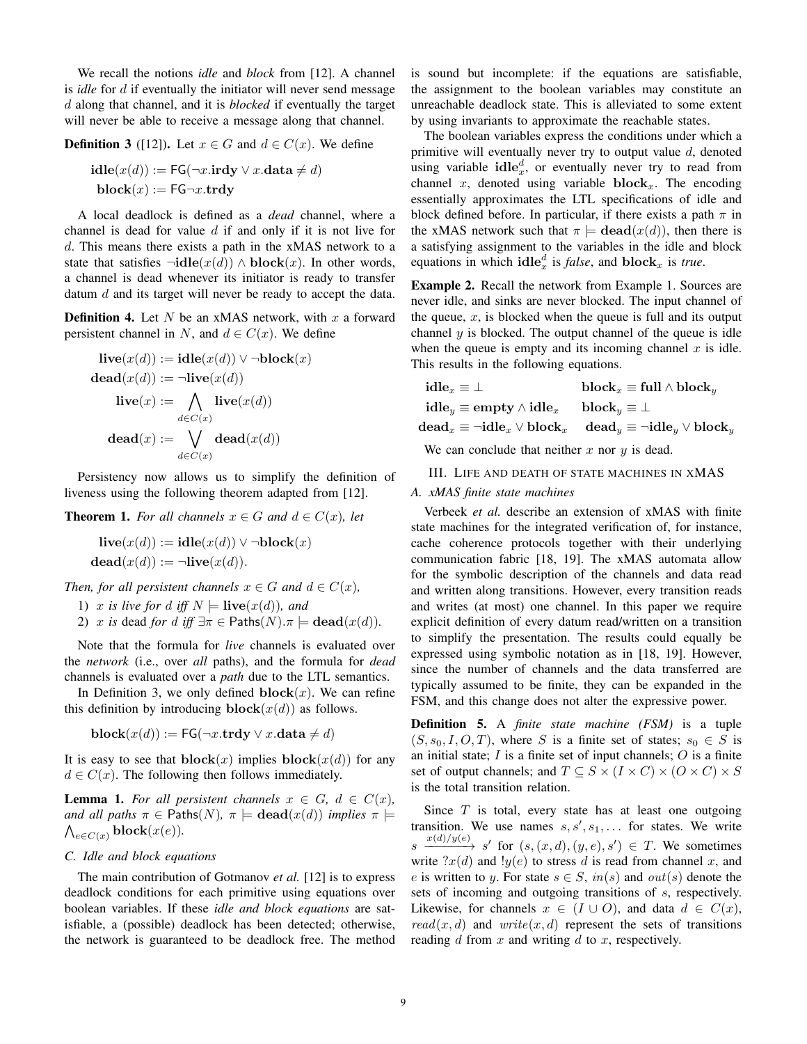We recall the notions *idle* and *block* from [12]. A channel is *idle* for $d$ if eventually the initiator will never send message $d$ along that channel, and it is *blocked* if eventually the target will never be able to receive a message along that channel.

**Definition 3** ([12])**.** Let $x \in G$ and $d \in C(x)$. We define

$$\mathbf{idle}(x(d)) := \mathsf{FG}(\neg x.\mathbf{irdy} \vee x.\mathbf{data} \neq d)$$
$$\mathbf{block}(x) := \mathsf{FG}\neg x.\mathbf{trdy}$$

A local deadlock is defined as a *dead* channel, where a channel is dead for value $d$ if and only if it is not live for $d$. This means there exists a path in the xMAS network to a state that satisfies $\neg\mathbf{idle}(x(d)) \wedge \mathbf{block}(x)$. In other words, a channel is dead whenever its initiator is ready to transfer datum $d$ and its target will never be ready to accept the data.

**Definition 4.** Let $N$ be an xMAS network, with $x$ a forward persistent channel in $N$, and $d \in C(x)$. We define

$$\mathbf{live}(x(d)) := \mathbf{idle}(x(d)) \vee \neg\mathbf{block}(x)$$
$$\mathbf{dead}(x(d)) := \neg\mathbf{live}(x(d))$$
$$\mathbf{live}(x) := \bigwedge_{d \in C(x)} \mathbf{live}(x(d))$$
$$\mathbf{dead}(x) := \bigvee_{d \in C(x)} \mathbf{dead}(x(d))$$

Persistency now allows us to simplify the definition of liveness using the following theorem adapted from [12].

**Theorem 1.** *For all channels $x \in G$ and $d \in C(x)$, let*

$$\mathbf{live}(x(d)) := \mathbf{idle}(x(d)) \vee \neg\mathbf{block}(x)$$
$$\mathbf{dead}(x(d)) := \neg\mathbf{live}(x(d)).$$

*Then, for all persistent channels $x \in G$ and $d \in C(x)$,*

1) *$x$ is live for $d$ iff $N \models \mathbf{live}(x(d))$, and*
2) *$x$ is* dead *for $d$ iff $\exists \pi \in \mathsf{Paths}(N). \pi \models \mathbf{dead}(x(d))$.*

Note that the formula for *live* channels is evaluated over the *network* (i.e., over *all* paths), and the formula for *dead* channels is evaluated over a *path* due to the LTL semantics.

In Definition 3, we only defined $\mathbf{block}(x)$. We can refine this definition by introducing $\mathbf{block}(x(d))$ as follows.

$$\mathbf{block}(x(d)) := \mathsf{FG}(\neg x.\mathbf{trdy} \vee x.\mathbf{data} \neq d)$$

It is easy to see that $\mathbf{block}(x)$ implies $\mathbf{block}(x(d))$ for any $d \in C(x)$. The following then follows immediately.

**Lemma 1.** *For all persistent channels $x \in G$, $d \in C(x)$, and all paths $\pi \in \mathsf{Paths}(N)$, $\pi \models \mathbf{dead}(x(d))$ implies $\pi \models \bigwedge_{e \in C(x)} \mathbf{block}(x(e))$.*

### C. Idle and block equations

The main contribution of Gotmanov *et al.* [12] is to express deadlock conditions for each primitive using equations over boolean variables. If these *idle and block equations* are satisfiable, a (possible) deadlock has been detected; otherwise, the network is guaranteed to be deadlock free. The method is sound but incomplete: if the equations are satisfiable, the assignment to the boolean variables may constitute an unreachable deadlock state. This is alleviated to some extent by using invariants to approximate the reachable states.

The boolean variables express the conditions under which a primitive will eventually never try to output value $d$, denoted using variable $\mathbf{idle}_x^d$, or eventually never try to read from channel $x$, denoted using variable $\mathbf{block}_x$. The encoding essentially approximates the LTL specifications of idle and block defined before. In particular, if there exists a path $\pi$ in the xMAS network such that $\pi \models \mathbf{dead}(x(d))$, then there is a satisfying assignment to the variables in the idle and block equations in which $\mathbf{idle}_x^d$ is *false*, and $\mathbf{block}_x$ is *true*.

**Example 2.** Recall the network from Example 1. Sources are never idle, and sinks are never blocked. The input channel of the queue, $x$, is blocked when the queue is full and its output channel $y$ is blocked. The output channel of the queue is idle when the queue is empty and its incoming channel $x$ is idle. This results in the following equations.

$$\begin{aligned}
\mathbf{idle}_x &\equiv \bot & \mathbf{block}_x &\equiv \mathbf{full} \wedge \mathbf{block}_y \\
\mathbf{idle}_y &\equiv \mathbf{empty} \wedge \mathbf{idle}_x & \mathbf{block}_y &\equiv \bot \\
\mathbf{dead}_x &\equiv \neg\mathbf{idle}_x \vee \mathbf{block}_x & \mathbf{dead}_y &\equiv \neg\mathbf{idle}_y \vee \mathbf{block}_y
\end{aligned}$$

We can conclude that neither $x$ nor $y$ is dead.

## III. Life and death of state machines in xMAS

### A. xMAS finite state machines

Verbeek *et al.* describe an extension of xMAS with finite state machines for the integrated verification of, for instance, cache coherence protocols together with their underlying communication fabric [18, 19]. The xMAS automata allow for the symbolic description of the channels and data read and written along transitions. However, every transition reads and writes (at most) one channel. In this paper we require explicit definition of every datum read/written on a transition to simplify the presentation. The results could equally be expressed using symbolic notation as in [18, 19]. However, since the number of channels and the data transferred are typically assumed to be finite, they can be expanded in the FSM, and this change does not alter the expressive power.

**Definition 5.** A *finite state machine (FSM)* is a tuple $(S, s_0, I, O, T)$, where $S$ is a finite set of states; $s_0 \in S$ is an initial state; $I$ is a finite set of input channels; $O$ is a finite set of output channels; and $T \subseteq S \times (I \times C) \times (O \times C) \times S$ is the total transition relation.

Since $T$ is total, every state has at least one outgoing transition. We use names $s, s', s_1, \ldots$ for states. We write $s \xrightarrow{x(d)/y(e)} s'$ for $(s, (x, d), (y, e), s') \in T$. We sometimes write $?x(d)$ and $!y(e)$ to stress $d$ is read from channel $x$, and $e$ is written to $y$. For state $s \in S$, $in(s)$ and $out(s)$ denote the sets of incoming and outgoing transitions of $s$, respectively. Likewise, for channels $x \in (I \cup O)$, and data $d \in C(x)$, $read(x, d)$ and $write(x, d)$ represent the sets of transitions reading $d$ from $x$ and writing $d$ to $x$, respectively.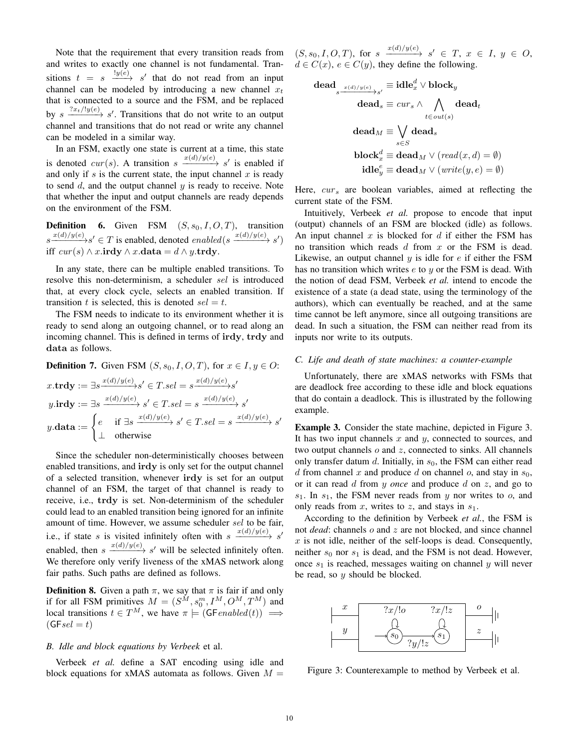Note that the requirement that every transition reads from and writes to exactly one channel is not fundamental. Transitions $t = s \xrightarrow{!y(e)} s'$ that do not read from an input channel can be modeled by introducing a new channel $x_t$ that is connected to a source and the FSM, and be replaced by $s \xrightarrow{?x_t/!y(e)} s'$. Transitions that do not write to an output channel and transitions that do not read or write any channel can be modeled in a similar way.

In an FSM, exactly one state is current at a time, this state is denoted $cur(s)$. A transition $s \xrightarrow{x(d)/y(e)} s'$ is enabled if and only if $s$ is the current state, the input channel $x$ is ready to send $d$, and the output channel $y$ is ready to receive. Note that whether the input and output channels are ready depends on the environment of the FSM.

**Definition 6.** Given FSM $(S, s_0, I, O, T)$, transition $s \xrightarrow{x(d)/y(e)} s' \in T$ is enabled, denoted $enabled(s \xrightarrow{x(d)/y(e)} s')$ iff $cur(s) \wedge x.\mathbf{irdy} \wedge x.\mathbf{data} = d \wedge y.\mathbf{trdy}$.

In any state, there can be multiple enabled transitions. To resolve this non-determinism, a scheduler $sel$ is introduced that, at every clock cycle, selects an enabled transition. If transition $t$ is selected, this is denoted $sel = t$.

The FSM needs to indicate to its environment whether it is ready to send along an outgoing channel, or to read along an incoming channel. This is defined in terms of **irdy**, **trdy** and **data** as follows.

**Definition 7.** Given FSM $(S, s_0, I, O, T)$, for $x \in I, y \in O$:

$$x.\mathbf{trdy} := \exists s \xrightarrow{x(d)/y(e)} s' \in T. sel = s \xrightarrow{x(d)/y(e)} s'$$

$$y.\mathbf{irdy} := \exists s \xrightarrow{x(d)/y(e)} s' \in T. sel = s \xrightarrow{x(d)/y(e)} s'$$

$$y.\mathbf{data} := \begin{cases} e & \text{if } \exists s \xrightarrow{x(d)/y(e)} s' \in T. sel = s \xrightarrow{x(d)/y(e)} s' \\ \perp & \text{otherwise} \end{cases}$$

Since the scheduler non-deterministically chooses between enabled transitions, and **irdy** is only set for the output channel of a selected transition, whenever **irdy** is set for an output channel of an FSM, the target of that channel is ready to receive, i.e., **trdy** is set. Non-determinism of the scheduler could lead to an enabled transition being ignored for an infinite amount of time. However, we assume scheduler $sel$ to be fair, i.e., if state $s$ is visited infinitely often with $s \xrightarrow{x(d)/y(e)} s'$ enabled, then $s \xrightarrow{x(d)/y(e)} s'$ will be selected infinitely often. We therefore only verify liveness of the xMAS network along fair paths. Such paths are defined as follows.

**Definition 8.** Given a path $\pi$, we say that $\pi$ is fair if and only if for all FSM primitives $M = (S^M, s_0^m, I^M, O^M, T^M)$ and local transitions $t \in T^M$, we have $\pi \models (\mathsf{GF} enabled(t)) \implies (\mathsf{GF} sel = t)$

### B. Idle and block equations by Verbeek et al.

Verbeek *et al.* define a SAT encoding using idle and block equations for xMAS automata as follows. Given $M = (S, s_0, I, O, T)$, for $s \xrightarrow{x(d)/y(e)} s' \in T$, $x \in I$, $y \in O$, $d \in C(x)$, $e \in C(y)$, they define the following.

$$\mathbf{dead}_{s \xrightarrow{x(d)/y(e)} s'} \equiv \mathbf{idle}_x^d \vee \mathbf{block}_y$$

$$\mathbf{dead}_s \equiv cur_s \wedge \bigwedge_{t \in out(s)} \mathbf{dead}_t$$

$$\mathbf{dead}_M \equiv \bigvee_{s \in S} \mathbf{dead}_s$$

$$\mathbf{block}_x^d \equiv \mathbf{dead}_M \vee (read(x, d) = \emptyset)$$

$$\mathbf{idle}_y^e \equiv \mathbf{dead}_M \vee (write(y, e) = \emptyset)$$

Here, $cur_s$ are boolean variables, aimed at reflecting the current state of the FSM.

Intuitively, Verbeek *et al.* propose to encode that input (output) channels of an FSM are blocked (idle) as follows. An input channel $x$ is blocked for $d$ if either the FSM has no transition which reads $d$ from $x$ or the FSM is dead. Likewise, an output channel $y$ is idle for $e$ if either the FSM has no transition which writes $e$ to $y$ or the FSM is dead. With the notion of dead FSM, Verbeek *et al.* intend to encode the existence of a state (a dead state, using the terminology of the authors), which can eventually be reached, and at the same time cannot be left anymore, since all outgoing transitions are dead. In such a situation, the FSM can neither read from its inputs nor write to its outputs.

### C. Life and death of state machines: a counter-example

Unfortunately, there are xMAS networks with FSMs that are deadlock free according to these idle and block equations that do contain a deadlock. This is illustrated by the following example.

**Example 3.** Consider the state machine, depicted in Figure 3. It has two input channels $x$ and $y$, connected to sources, and two output channels $o$ and $z$, connected to sinks. All channels only transfer datum $d$. Initially, in $s_0$, the FSM can either read $d$ from channel $x$ and produce $d$ on channel $o$, and stay in $s_0$, or it can read $d$ from $y$ *once* and produce $d$ on $z$, and go to $s_1$. In $s_1$, the FSM never reads from $y$ nor writes to $o$, and only reads from $x$, writes to $z$, and stays in $s_1$.

According to the definition by Verbeek *et al.*, the FSM is not *dead*: channels $o$ and $z$ are not blocked, and since channel $x$ is not idle, neither of the self-loops is dead. Consequently, neither $s_0$ nor $s_1$ is dead, and the FSM is not dead. However, once $s_1$ is reached, messages waiting on channel $y$ will never be read, so $y$ should be blocked.

Figure 3: Counterexample to method by Verbeek et al.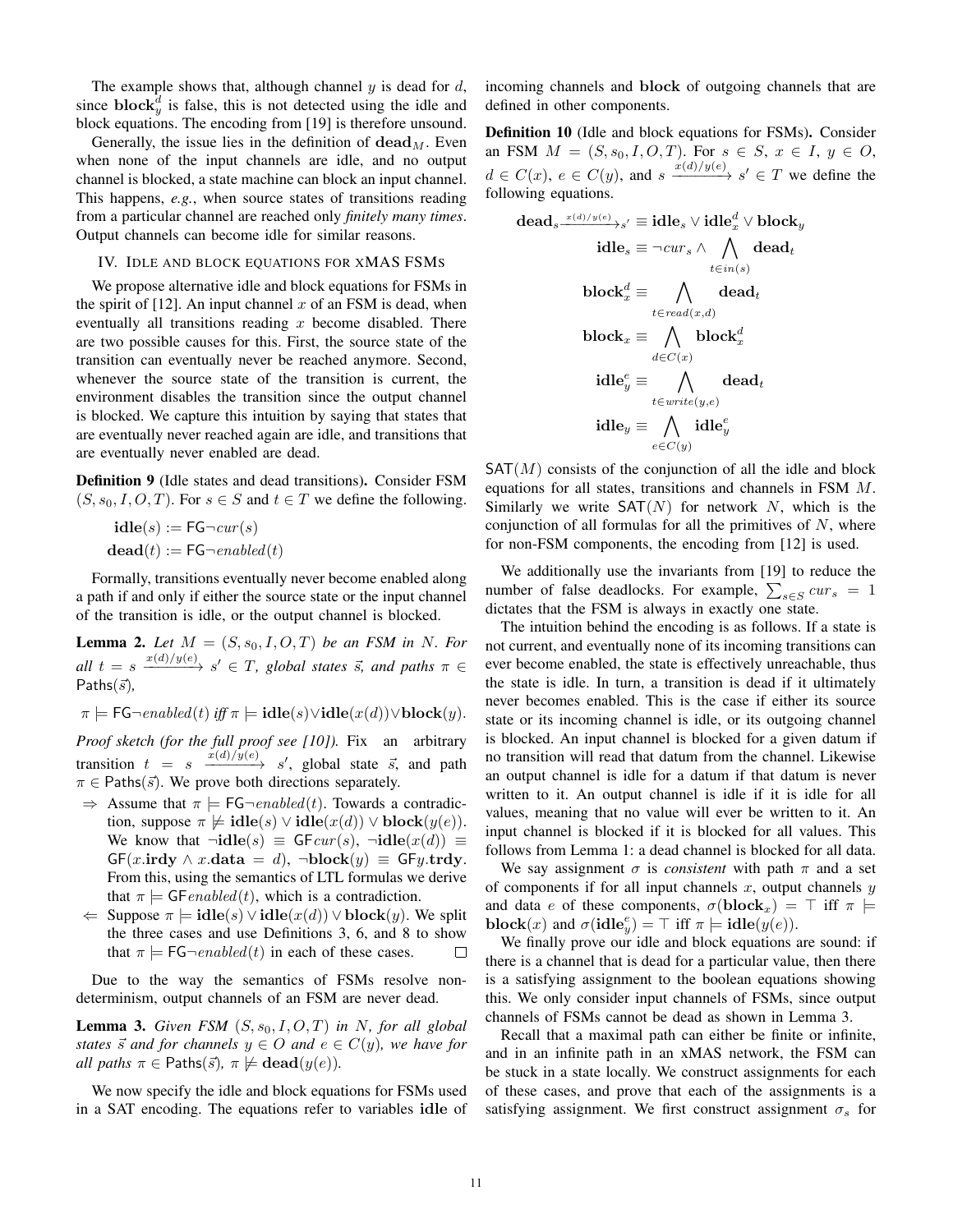The example shows that, although channel $y$ is dead for $d$, since $\mathbf{block}_y^d$ is false, this is not detected using the idle and block equations. The encoding from [19] is therefore unsound.

Generally, the issue lies in the definition of $\mathbf{dead}_M$. Even when none of the input channels are idle, and no output channel is blocked, a state machine can block an input channel. This happens, *e.g.*, when source states of transitions reading from a particular channel are reached only *finitely many times*. Output channels can become idle for similar reasons.

## IV. Idle and block equations for xMAS FSMs

We propose alternative idle and block equations for FSMs in the spirit of [12]. An input channel $x$ of an FSM is dead, when eventually all transitions reading $x$ become disabled. There are two possible causes for this. First, the source state of the transition can eventually never be reached anymore. Second, whenever the source state of the transition is current, the environment disables the transition since the output channel is blocked. We capture this intuition by saying that states that are eventually never reached again are idle, and transitions that are eventually never enabled are dead.

**Definition 9** (Idle states and dead transitions)**.** Consider FSM $(S, s_0, I, O, T)$. For $s \in S$ and $t \in T$ we define the following.

$$\mathbf{idle}(s) := \mathsf{FG}\neg cur(s)$$

$$\mathbf{dead}(t) := \mathsf{FG}\neg enabled(t)$$

Formally, transitions eventually never become enabled along a path if and only if either the source state or the input channel of the transition is idle, or the output channel is blocked.

**Lemma 2.** *Let $M = (S, s_0, I, O, T)$ be an FSM in $N$. For all $t = s \xrightarrow{x(d)/y(e)} s' \in T$, global states $\vec{s}$, and paths $\pi \in \mathsf{Paths}(\vec{s})$,*

$$\pi \models \mathsf{FG}\neg enabled(t) \textit{ iff } \pi \models \mathbf{idle}(s) \vee \mathbf{idle}(x(d)) \vee \mathbf{block}(y).$$

*Proof sketch (for the full proof see [10]).* Fix an arbitrary transition $t = s \xrightarrow{x(d)/y(e)} s'$, global state $\vec{s}$, and path $\pi \in \mathsf{Paths}(\vec{s})$. We prove both directions separately.

- $\Rightarrow$ Assume that $\pi \models \mathsf{FG}\neg enabled(t)$. Towards a contradiction, suppose $\pi \not\models \mathbf{idle}(s) \vee \mathbf{idle}(x(d)) \vee \mathbf{block}(y(e))$. We know that $\neg\mathbf{idle}(s) \equiv \mathsf{GF}cur(s)$, $\neg\mathbf{idle}(x(d)) \equiv \mathsf{GF}(x.\mathbf{irdy} \wedge x.\mathbf{data} = d)$, $\neg\mathbf{block}(y) \equiv \mathsf{GF}y.\mathbf{trdy}$. From this, using the semantics of LTL formulas we derive that $\pi \models \mathsf{GF}enabled(t)$, which is a contradiction.
- $\Leftarrow$ Suppose $\pi \models \mathbf{idle}(s) \vee \mathbf{idle}(x(d)) \vee \mathbf{block}(y)$. We split the three cases and use Definitions 3, 6, and 8 to show that $\pi \models \mathsf{FG}\neg enabled(t)$ in each of these cases. □

Due to the way the semantics of FSMs resolve non-determinism, output channels of an FSM are never dead.

**Lemma 3.** *Given FSM $(S, s_0, I, O, T)$ in $N$, for all global states $\vec{s}$ and for channels $y \in O$ and $e \in C(y)$, we have for all paths $\pi \in \mathsf{Paths}(\vec{s})$, $\pi \not\models \mathbf{dead}(y(e))$.*

We now specify the idle and block equations for FSMs used in a SAT encoding. The equations refer to variables $\mathbf{idle}$ of incoming channels and $\mathbf{block}$ of outgoing channels that are defined in other components.

**Definition 10** (Idle and block equations for FSMs)**.** Consider an FSM $M = (S, s_0, I, O, T)$. For $s \in S$, $x \in I$, $y \in O$, $d \in C(x)$, $e \in C(y)$, and $s \xrightarrow{x(d)/y(e)} s' \in T$ we define the following equations.

$$\mathbf{dead}_{s \xrightarrow{x(d)/y(e)} s'} \equiv \mathbf{idle}_s \vee \mathbf{idle}_x^d \vee \mathbf{block}_y$$

$$\mathbf{idle}_s \equiv \neg cur_s \wedge \bigwedge_{t \in in(s)} \mathbf{dead}_t$$

$$\mathbf{block}_x^d \equiv \bigwedge_{t \in read(x,d)} \mathbf{dead}_t$$

$$\mathbf{block}_x \equiv \bigwedge_{d \in C(x)} \mathbf{block}_x^d$$

$$\mathbf{idle}_y^e \equiv \bigwedge_{t \in write(y,e)} \mathbf{dead}_t$$

$$\mathbf{idle}_y \equiv \bigwedge_{e \in C(y)} \mathbf{idle}_y^e$$

$\mathsf{SAT}(M)$ consists of the conjunction of all the idle and block equations for all states, transitions and channels in FSM $M$. Similarly we write $\mathsf{SAT}(N)$ for network $N$, which is the conjunction of all formulas for all the primitives of $N$, where for non-FSM components, the encoding from [12] is used.

We additionally use the invariants from [19] to reduce the number of false deadlocks. For example, $\sum_{s \in S} cur_s = 1$ dictates that the FSM is always in exactly one state.

The intuition behind the encoding is as follows. If a state is not current, and eventually none of its incoming transitions can ever become enabled, the state is effectively unreachable, thus the state is idle. In turn, a transition is dead if it ultimately never becomes enabled. This is the case if either its source state or its incoming channel is idle, or its outgoing channel is blocked. An input channel is blocked for a given datum if no transition will read that datum from the channel. Likewise an output channel is idle for a datum if that datum is never written to it. An output channel is idle if it is idle for all values, meaning that no value will ever be written to it. An input channel is blocked if it is blocked for all values. This follows from Lemma 1: a dead channel is blocked for all data.

We say assignment $\sigma$ is *consistent* with path $\pi$ and a set of components if for all input channels $x$, output channels $y$ and data $e$ of these components, $\sigma(\mathbf{block}_x) = \top$ iff $\pi \models \mathbf{block}(x)$ and $\sigma(\mathbf{idle}_y^e) = \top$ iff $\pi \models \mathbf{idle}(y(e))$.

We finally prove our idle and block equations are sound: if there is a channel that is dead for a particular value, then there is a satisfying assignment to the boolean equations showing this. We only consider input channels of FSMs, since output channels of FSMs cannot be dead as shown in Lemma 3.

Recall that a maximal path can either be finite or infinite, and in an infinite path in an xMAS network, the FSM can be stuck in a state locally. We construct assignments for each of these cases, and prove that each of the assignments is a satisfying assignment. We first construct assignment $\sigma_s$ for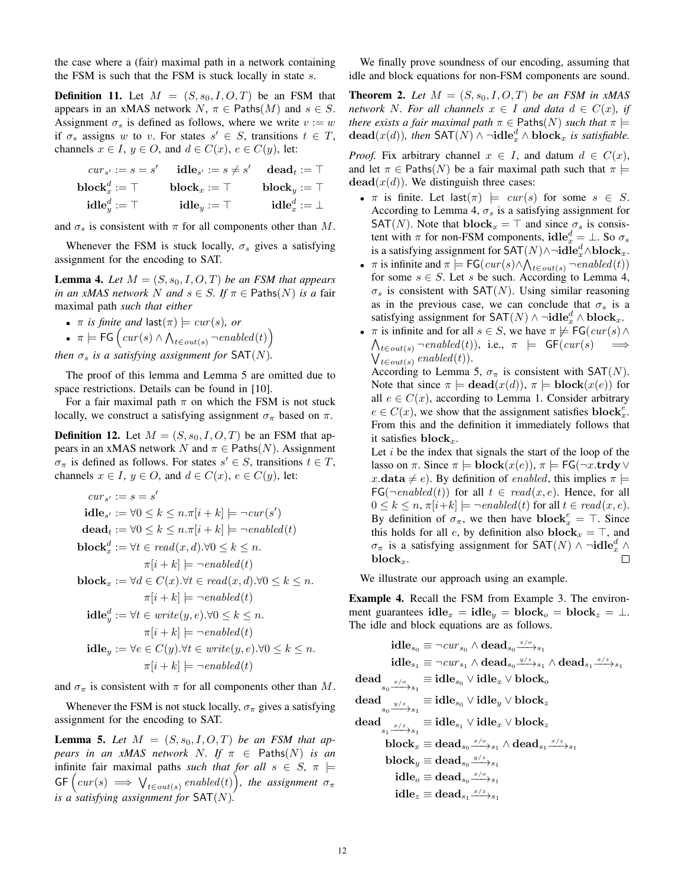the case where a (fair) maximal path in a network containing the FSM is such that the FSM is stuck locally in state $s$.

**Definition 11.** Let $M = (S, s_0, I, O, T)$ be an FSM that appears in an xMAS network $N$, $\pi \in \mathsf{Paths}(M)$ and $s \in S$. Assignment $\sigma_s$ is defined as follows, where we write $v := w$ if $\sigma_s$ assigns $w$ to $v$. For states $s' \in S$, transitions $t \in T$, channels $x \in I$, $y \in O$, and $d \in C(x)$, $e \in C(y)$, let:

$$cur_{s'} := s = s' \quad \mathbf{idle}_{s'} := s \neq s' \quad \mathbf{dead}_t := \top$$
$$\mathbf{block}_x^d := \top \quad \mathbf{block}_x := \top \quad \mathbf{block}_y := \top$$
$$\mathbf{idle}_y^d := \top \quad \mathbf{idle}_y := \top \quad \mathbf{idle}_x^d := \bot$$

and $\sigma_s$ is consistent with $\pi$ for all components other than $M$.

Whenever the FSM is stuck locally, $\sigma_s$ gives a satisfying assignment for the encoding to SAT.

**Lemma 4.** *Let $M = (S, s_0, I, O, T)$ be an FSM that appears in an xMAS network $N$ and $s \in S$. If $\pi \in \mathsf{Paths}(N)$ is a* fair maximal path *such that either*

- *$\pi$ is finite and $\mathsf{last}(\pi) \models cur(s)$, or*
- *$\pi \models \mathsf{FG}\left(cur(s) \wedge \bigwedge_{t \in out(s)} \neg enabled(t)\right)$*

*then $\sigma_s$ is a satisfying assignment for $\mathsf{SAT}(N)$.*

The proof of this lemma and Lemma 5 are omitted due to space restrictions. Details can be found in [10].

For a fair maximal path $\pi$ on which the FSM is not stuck locally, we construct a satisfying assignment $\sigma_\pi$ based on $\pi$.

**Definition 12.** Let $M = (S, s_0, I, O, T)$ be an FSM that appears in an xMAS network $N$ and $\pi \in \mathsf{Paths}(N)$. Assignment $\sigma_\pi$ is defined as follows. For states $s' \in S$, transitions $t \in T$, channels $x \in I$, $y \in O$, and $d \in C(x)$, $e \in C(y)$, let:

$$\begin{aligned}
cur_{s'} &:= s = s' \\
\mathbf{idle}_{s'} &:= \forall 0 \leq k \leq n. \pi[i+k] \models \neg cur(s') \\
\mathbf{dead}_t &:= \forall 0 \leq k \leq n. \pi[i+k] \models \neg enabled(t) \\
\mathbf{block}_x^d &:= \forall t \in read(x,d). \forall 0 \leq k \leq n. \\
&\qquad \pi[i+k] \models \neg enabled(t) \\
\mathbf{block}_x &:= \forall d \in C(x). \forall t \in read(x,d). \forall 0 \leq k \leq n. \\
&\qquad \pi[i+k] \models \neg enabled(t) \\
\mathbf{idle}_y^d &:= \forall t \in write(y,e). \forall 0 \leq k \leq n. \\
&\qquad \pi[i+k] \models \neg enabled(t) \\
\mathbf{idle}_y &:= \forall e \in C(y). \forall t \in write(y,e). \forall 0 \leq k \leq n. \\
&\qquad \pi[i+k] \models \neg enabled(t)
\end{aligned}$$

and $\sigma_\pi$ is consistent with $\pi$ for all components other than $M$.

Whenever the FSM is not stuck locally, $\sigma_\pi$ gives a satisfying assignment for the encoding to SAT.

**Lemma 5.** *Let $M = (S, s_0, I, O, T)$ be an FSM that appears in an xMAS network $N$. If $\pi \in \mathsf{Paths}(N)$ is an* infinite fair maximal paths *such that for all $s \in S$, $\pi \models \mathsf{GF}\left(cur(s) \implies \bigvee_{t \in out(s)} enabled(t)\right)$, the assignment $\sigma_\pi$ is a satisfying assignment for $\mathsf{SAT}(N)$.*

We finally prove soundness of our encoding, assuming that idle and block equations for non-FSM components are sound.

**Theorem 2.** *Let $M = (S, s_0, I, O, T)$ be an FSM in xMAS network $N$. For all channels $x \in I$ and data $d \in C(x)$, if there exists a fair maximal path $\pi \in \mathsf{Paths}(N)$ such that $\pi \models \mathbf{dead}(x(d))$, then $\mathsf{SAT}(N) \wedge \neg\mathbf{idle}_x^d \wedge \mathbf{block}_x$ is satisfiable.*

*Proof.* Fix arbitrary channel $x \in I$, and datum $d \in C(x)$, and let $\pi \in \mathsf{Paths}(N)$ be a fair maximal path such that $\pi \models \mathbf{dead}(x(d))$. We distinguish three cases:

- $\pi$ is finite. Let $\mathsf{last}(\pi) \models cur(s)$ for some $s \in S$. According to Lemma 4, $\sigma_s$ is a satisfying assignment for $\mathsf{SAT}(N)$. Note that $\mathbf{block}_x = \top$ and since $\sigma_s$ is consistent with $\pi$ for non-FSM components, $\mathbf{idle}_x^d = \bot$. So $\sigma_s$ is a satisfying assignment for $\mathsf{SAT}(N) \wedge \neg\mathbf{idle}_x^d \wedge \mathbf{block}_x$.
- $\pi$ is infinite and $\pi \models \mathsf{FG}(cur(s) \wedge \bigwedge_{t \in out(s)} \neg enabled(t))$ for some $s \in S$. Let $s$ be such. According to Lemma 4, $\sigma_s$ is consistent with $\mathsf{SAT}(N)$. Using similar reasoning as in the previous case, we can conclude that $\sigma_s$ is a satisfying assignment for $\mathsf{SAT}(N) \wedge \neg\mathbf{idle}_x^d \wedge \mathbf{block}_x$.
- $\pi$ is infinite and for all $s \in S$, we have $\pi \not\models \mathsf{FG}(cur(s) \wedge \bigwedge_{t \in out(s)} \neg enabled(t))$, i.e., $\pi \models \mathsf{GF}(cur(s) \implies \bigvee_{t \in out(s)} enabled(t))$.
  According to Lemma 5, $\sigma_\pi$ is consistent with $\mathsf{SAT}(N)$. Note that since $\pi \models \mathbf{dead}(x(d))$, $\pi \models \mathbf{block}(x(e))$ for all $e \in C(x)$, according to Lemma 1. Consider arbitrary $e \in C(x)$, we show that the assignment satisfies $\mathbf{block}_x^e$. From this and the definition it immediately follows that it satisfies $\mathbf{block}_x$.
  Let $i$ be the index that signals the start of the loop of the lasso on $\pi$. Since $\pi \models \mathbf{block}(x(e))$, $\pi \models \mathsf{FG}(\neg x.\mathbf{trdy} \vee x.\mathbf{data} \neq e)$. By definition of $enabled$, this implies $\pi \models \mathsf{FG}(\neg enabled(t))$ for all $t \in read(x,e)$. Hence, for all $0 \leq k \leq n$, $\pi[i+k] \models \neg enabled(t)$ for all $t \in read(x,e)$. By definition of $\sigma_\pi$, we then have $\mathbf{block}_x^e = \top$. Since this holds for all $e$, by definition also $\mathbf{block}_x = \top$, and $\sigma_\pi$ is a satisfying assignment for $\mathsf{SAT}(N) \wedge \neg\mathbf{idle}_x^d \wedge \mathbf{block}_x$. $\square$

We illustrate our approach using an example.

**Example 4.** Recall the FSM from Example 3. The environment guarantees $\mathbf{idle}_x = \mathbf{idle}_y = \mathbf{block}_o = \mathbf{block}_z = \bot$. The idle and block equations are as follows.

$$\begin{aligned}
\mathbf{idle}_{s_0} &\equiv \neg cur_{s_0} \wedge \mathbf{dead}_{s_0 \xrightarrow{x/o} s_1} \\
\mathbf{idle}_{s_1} &\equiv \neg cur_{s_1} \wedge \mathbf{dead}_{s_0 \xrightarrow{y/z} s_1} \wedge \mathbf{dead}_{s_1 \xrightarrow{x/z} s_1} \\
\mathbf{dead}_{s_0 \xrightarrow{x/o} s_1} &\equiv \mathbf{idle}_{s_0} \vee \mathbf{idle}_x \vee \mathbf{block}_o \\
\mathbf{dead}_{s_0 \xrightarrow{y/z} s_1} &\equiv \mathbf{idle}_{s_0} \vee \mathbf{idle}_y \vee \mathbf{block}_z \\
\mathbf{dead}_{s_1 \xrightarrow{x/z} s_1} &\equiv \mathbf{idle}_{s_1} \vee \mathbf{idle}_x \vee \mathbf{block}_z \\
\mathbf{block}_x &\equiv \mathbf{dead}_{s_0 \xrightarrow{x/o} s_1} \wedge \mathbf{dead}_{s_1 \xrightarrow{x/z} s_1} \\
\mathbf{block}_y &\equiv \mathbf{dead}_{s_0 \xrightarrow{y/z} s_1} \\
\mathbf{idle}_o &\equiv \mathbf{dead}_{s_0 \xrightarrow{x/o} s_1} \\
\mathbf{idle}_z &\equiv \mathbf{dead}_{s_1 \xrightarrow{x/z} s_1}
\end{aligned}$$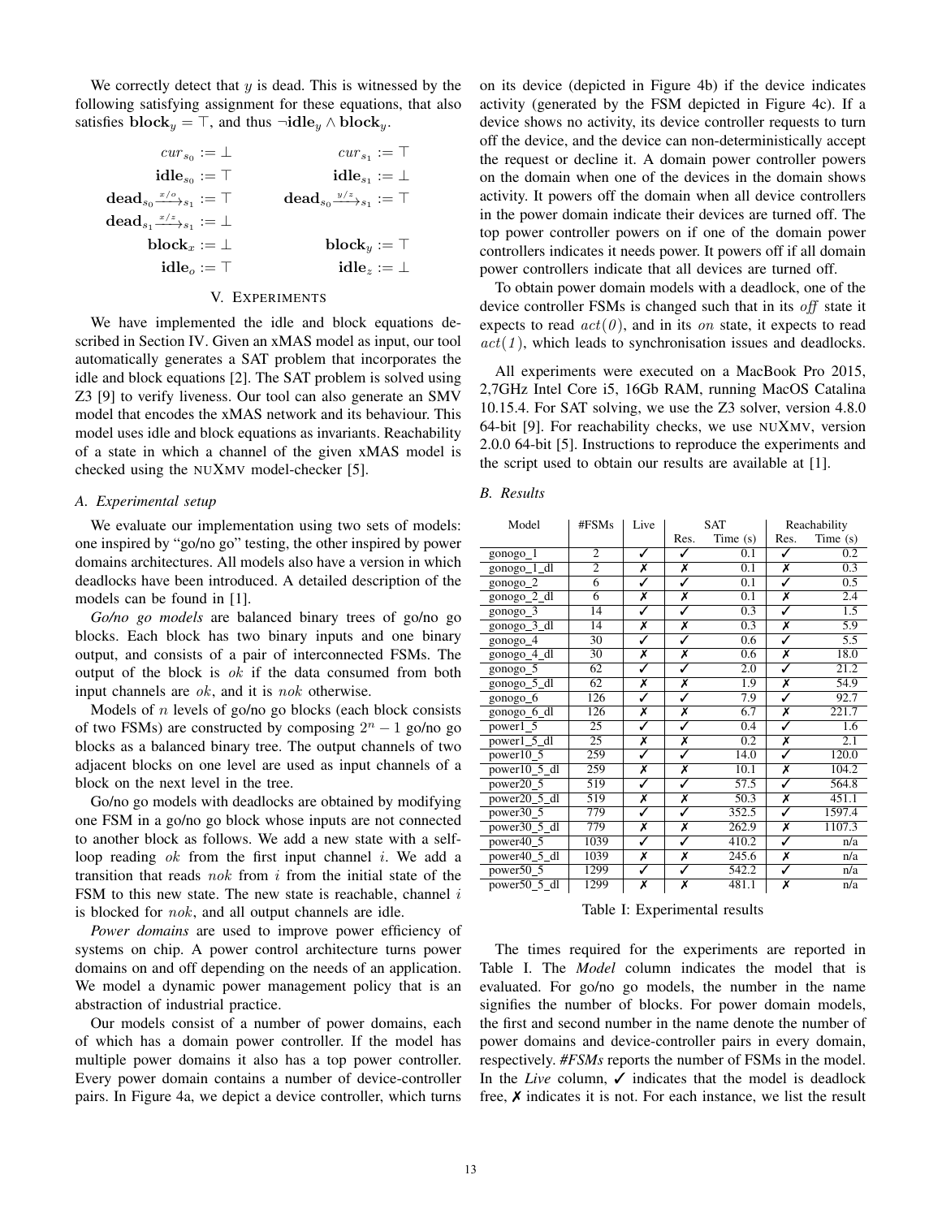We correctly detect that $y$ is dead. This is witnessed by the following satisfying assignment for these equations, that also satisfies $\mathbf{block}_y = \top$, and thus $\neg\mathbf{idle}_y \wedge \mathbf{block}_y$.

$$
\begin{array}{rlrl}
cur_{s_0} & := \bot & cur_{s_1} & := \top \\
\mathbf{idle}_{s_0} & := \top & \mathbf{idle}_{s_1} & := \bot \\
\mathbf{dead}_{s_0 \xrightarrow{x/o} s_1} & := \top & \mathbf{dead}_{s_0 \xrightarrow{y/z} s_1} & := \top \\
\mathbf{dead}_{s_1 \xrightarrow{x/z} s_1} & := \bot & & \\
\mathbf{block}_x & := \bot & \mathbf{block}_y & := \top \\
\mathbf{idle}_o & := \top & \mathbf{idle}_z & := \bot
\end{array}
$$

## V. Experiments

We have implemented the idle and block equations described in Section IV. Given an xMAS model as input, our tool automatically generates a SAT problem that incorporates the idle and block equations [2]. The SAT problem is solved using Z3 [9] to verify liveness. Our tool can also generate an SMV model that encodes the xMAS network and its behaviour. This model uses idle and block equations as invariants. Reachability of a state in which a channel of the given xMAS model is checked using the nuXmv model-checker [5].

### A. Experimental setup

We evaluate our implementation using two sets of models: one inspired by "go/no go" testing, the other inspired by power domains architectures. All models also have a version in which deadlocks have been introduced. A detailed description of the models can be found in [1].

*Go/no go models* are balanced binary trees of go/no go blocks. Each block has two binary inputs and one binary output, and consists of a pair of interconnected FSMs. The output of the block is $ok$ if the data consumed from both input channels are $ok$, and it is $nok$ otherwise.

Models of $n$ levels of go/no go blocks (each block consists of two FSMs) are constructed by composing $2^n - 1$ go/no go blocks as a balanced binary tree. The output channels of two adjacent blocks on one level are used as input channels of a block on the next level in the tree.

Go/no go models with deadlocks are obtained by modifying one FSM in a go/no go block whose inputs are not connected to another block as follows. We add a new state with a self-loop reading $ok$ from the first input channel $i$. We add a transition that reads $nok$ from $i$ from the initial state of the FSM to this new state. The new state is reachable, channel $i$ is blocked for $nok$, and all output channels are idle.

*Power domains* are used to improve power efficiency of systems on chip. A power control architecture turns power domains on and off depending on the needs of an application. We model a dynamic power management policy that is an abstraction of industrial practice.

Our models consist of a number of power domains, each of which has a domain power controller. If the model has multiple power domains it also has a top power controller. Every power domain contains a number of device-controller pairs. In Figure 4a, we depict a device controller, which turns on its device (depicted in Figure 4b) if the device indicates activity (generated by the FSM depicted in Figure 4c). If a device shows no activity, its device controller requests to turn off the device, and the device can non-deterministically accept the request or decline it. A domain power controller powers on the domain when one of the devices in the domain shows activity. It powers off the domain when all device controllers in the power domain indicate their devices are turned off. The top power controller powers on if one of the domain power controllers indicates it needs power. It powers off if all domain power controllers indicate that all devices are turned off.

To obtain power domain models with a deadlock, one of the device controller FSMs is changed such that in its $off$ state it expects to read $act(0)$, and in its $on$ state, it expects to read $act(1)$, which leads to synchronisation issues and deadlocks.

All experiments were executed on a MacBook Pro 2015, 2,7GHz Intel Core i5, 16Gb RAM, running MacOS Catalina 10.15.4. For SAT solving, we use the Z3 solver, version 4.8.0 64-bit [9]. For reachability checks, we use nuXmv, version 2.0.0 64-bit [5]. Instructions to reproduce the experiments and the script used to obtain our results are available at [1].

### B. Results

| Model | #FSMs | Live | SAT | | Reachability | |
|---|---|---|---|---|---|---|
| | | | Res. | Time (s) | Res. | Time (s) |
| gonogo_1 | 2 | ✓ | ✓ | 0.1 | ✓ | 0.2 |
| gonogo_1_dl | 2 | ✗ | ✗ | 0.1 | ✗ | 0.3 |
| gonogo_2 | 6 | ✓ | ✓ | 0.1 | ✓ | 0.5 |
| gonogo_2_dl | 6 | ✗ | ✗ | 0.1 | ✗ | 2.4 |
| gonogo_3 | 14 | ✓ | ✓ | 0.3 | ✓ | 1.5 |
| gonogo_3_dl | 14 | ✗ | ✗ | 0.3 | ✗ | 5.9 |
| gonogo_4 | 30 | ✓ | ✓ | 0.6 | ✓ | 5.5 |
| gonogo_4_dl | 30 | ✗ | ✗ | 0.6 | ✗ | 18.0 |
| gonogo_5 | 62 | ✓ | ✓ | 2.0 | ✓ | 21.2 |
| gonogo_5_dl | 62 | ✗ | ✗ | 1.9 | ✗ | 54.9 |
| gonogo_6 | 126 | ✓ | ✓ | 7.9 | ✓ | 92.7 |
| gonogo_6_dl | 126 | ✗ | ✗ | 6.7 | ✗ | 221.7 |
| power1_5 | 25 | ✓ | ✓ | 0.4 | ✓ | 1.6 |
| power1_5_dl | 25 | ✗ | ✗ | 0.2 | ✗ | 2.1 |
| power10_5 | 259 | ✓ | ✓ | 14.0 | ✓ | 120.0 |
| power10_5_dl | 259 | ✗ | ✗ | 10.1 | ✗ | 104.2 |
| power20_5 | 519 | ✓ | ✓ | 57.5 | ✓ | 564.8 |
| power20_5_dl | 519 | ✗ | ✗ | 50.3 | ✗ | 451.1 |
| power30_5 | 779 | ✓ | ✓ | 352.5 | ✓ | 1597.4 |
| power30_5_dl | 779 | ✗ | ✗ | 262.9 | ✗ | 1107.3 |
| power40_5 | 1039 | ✓ | ✓ | 410.2 | ✓ | n/a |
| power40_5_dl | 1039 | ✗ | ✗ | 245.6 | ✗ | n/a |
| power50_5 | 1299 | ✓ | ✓ | 542.2 | ✓ | n/a |
| power50_5_dl | 1299 | ✗ | ✗ | 481.1 | ✗ | n/a |

Table I: Experimental results

The times required for the experiments are reported in Table I. The *Model* column indicates the model that is evaluated. For go/no go models, the number in the name signifies the number of blocks. For power domain models, the first and second number in the name denote the number of power domains and device-controller pairs in every domain, respectively. *#FSMs* reports the number of FSMs in the model. In the *Live* column, ✓ indicates that the model is deadlock free, ✗ indicates it is not. For each instance, we list the result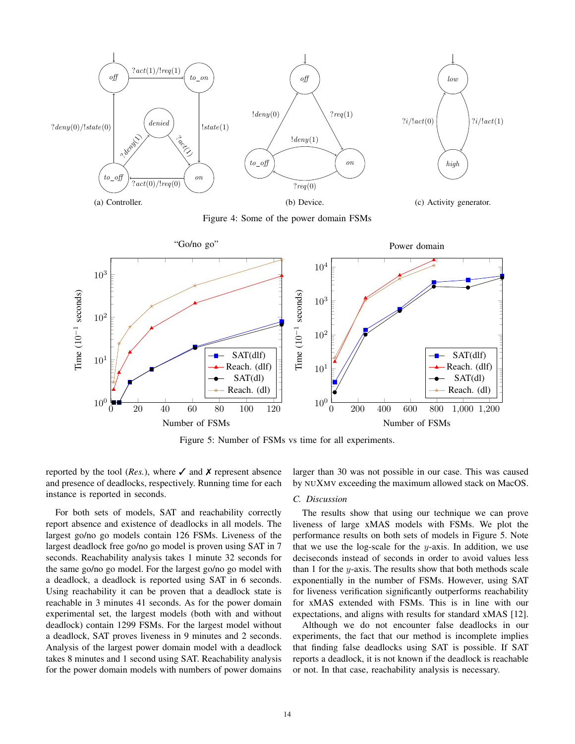(a) Controller.

(b) Device.

(c) Activity generator.

Figure 4: Some of the power domain FSMs

Figure 5: Number of FSMs vs time for all experiments.

reported by the tool (*Res.*), where ✓ and ✗ represent absence and presence of deadlocks, respectively. Running time for each instance is reported in seconds.

For both sets of models, SAT and reachability correctly report absence and existence of deadlocks in all models. The largest go/no go models contain 126 FSMs. Liveness of the largest deadlock free go/no go model is proven using SAT in 7 seconds. Reachability analysis takes 1 minute 32 seconds for the same go/no go model. For the largest go/no go model with a deadlock, a deadlock is reported using SAT in 6 seconds. Using reachability it can be proven that a deadlock state is reachable in 3 minutes 41 seconds. As for the power domain experimental set, the largest models (both with and without deadlock) contain 1299 FSMs. For the largest model without a deadlock, SAT proves liveness in 9 minutes and 2 seconds. Analysis of the largest power domain model with a deadlock takes 8 minutes and 1 second using SAT. Reachability analysis for the power domain models with numbers of power domains larger than 30 was not possible in our case. This was caused by NUXMV exceeding the maximum allowed stack on MacOS.

### C. Discussion

The results show that using our technique we can prove liveness of large xMAS models with FSMs. We plot the performance results on both sets of models in Figure 5. Note that we use the log-scale for the $y$-axis. In addition, we use deciseconds instead of seconds in order to avoid values less than 1 for the $y$-axis. The results show that both methods scale exponentially in the number of FSMs. However, using SAT for liveness verification significantly outperforms reachability for xMAS extended with FSMs. This is in line with our expectations, and aligns with results for standard xMAS [12].

Although we do not encounter false deadlocks in our experiments, the fact that our method is incomplete implies that finding false deadlocks using SAT is possible. If SAT reports a deadlock, it is not known if the deadlock is reachable or not. In that case, reachability analysis is necessary.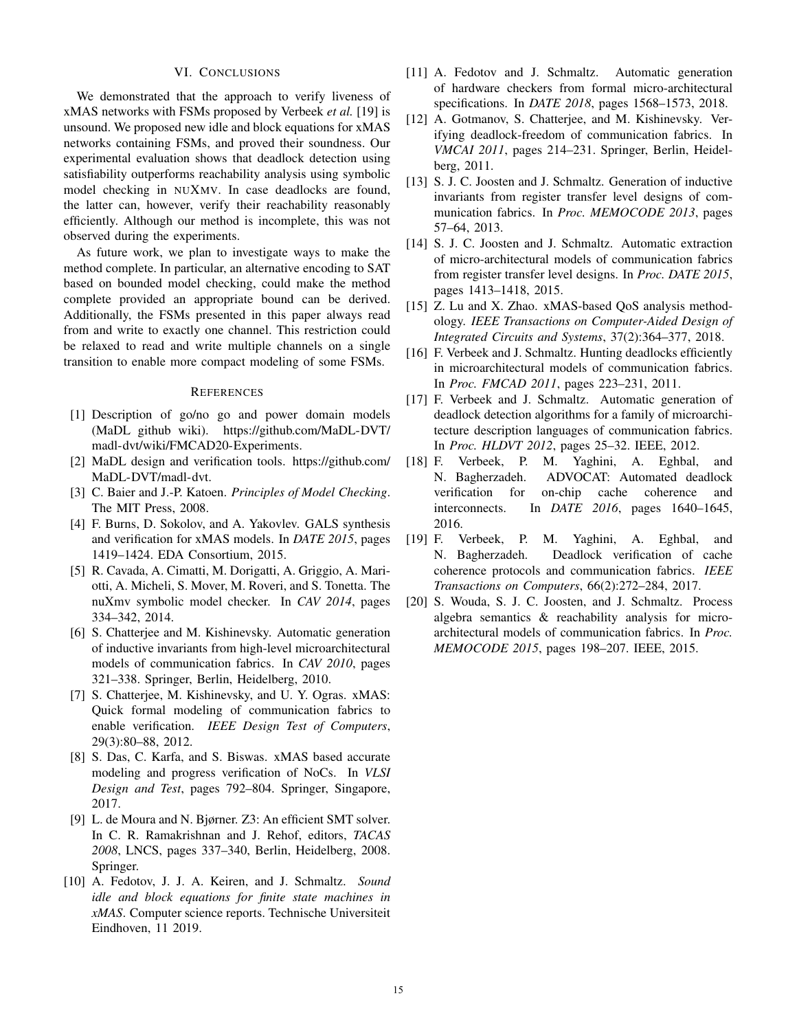## VI. Conclusions

We demonstrated that the approach to verify liveness of xMAS networks with FSMs proposed by Verbeek *et al.* [19] is unsound. We proposed new idle and block equations for xMAS networks containing FSMs, and proved their soundness. Our experimental evaluation shows that deadlock detection using satisfiability outperforms reachability analysis using symbolic model checking in NUXMV. In case deadlocks are found, the latter can, however, verify their reachability reasonably efficiently. Although our method is incomplete, this was not observed during the experiments.

As future work, we plan to investigate ways to make the method complete. In particular, an alternative encoding to SAT based on bounded model checking, could make the method complete provided an appropriate bound can be derived. Additionally, the FSMs presented in this paper always read from and write to exactly one channel. This restriction could be relaxed to read and write multiple channels on a single transition to enable more compact modeling of some FSMs.

## References

[1] Description of go/no go and power domain models (MaDL github wiki). https://github.com/MaDL-DVT/madl-dvt/wiki/FMCAD20-Experiments.

[2] MaDL design and verification tools. https://github.com/MaDL-DVT/madl-dvt.

[3] C. Baier and J.-P. Katoen. *Principles of Model Checking*. The MIT Press, 2008.

[4] F. Burns, D. Sokolov, and A. Yakovlev. GALS synthesis and verification for xMAS models. In *DATE 2015*, pages 1419–1424. EDA Consortium, 2015.

[5] R. Cavada, A. Cimatti, M. Dorigatti, A. Griggio, A. Mariotti, A. Micheli, S. Mover, M. Roveri, and S. Tonetta. The nuXmv symbolic model checker. In *CAV 2014*, pages 334–342, 2014.

[6] S. Chatterjee and M. Kishinevsky. Automatic generation of inductive invariants from high-level microarchitectural models of communication fabrics. In *CAV 2010*, pages 321–338. Springer, Berlin, Heidelberg, 2010.

[7] S. Chatterjee, M. Kishinevsky, and U. Y. Ogras. xMAS: Quick formal modeling of communication fabrics to enable verification. *IEEE Design Test of Computers*, 29(3):80–88, 2012.

[8] S. Das, C. Karfa, and S. Biswas. xMAS based accurate modeling and progress verification of NoCs. In *VLSI Design and Test*, pages 792–804. Springer, Singapore, 2017.

[9] L. de Moura and N. Bjørner. Z3: An efficient SMT solver. In C. R. Ramakrishnan and J. Rehof, editors, *TACAS 2008*, LNCS, pages 337–340, Berlin, Heidelberg, 2008. Springer.

[10] A. Fedotov, J. J. A. Keiren, and J. Schmaltz. *Sound idle and block equations for finite state machines in xMAS*. Computer science reports. Technische Universiteit Eindhoven, 11 2019.

[11] A. Fedotov and J. Schmaltz. Automatic generation of hardware checkers from formal micro-architectural specifications. In *DATE 2018*, pages 1568–1573, 2018.

[12] A. Gotmanov, S. Chatterjee, and M. Kishinevsky. Verifying deadlock-freedom of communication fabrics. In *VMCAI 2011*, pages 214–231. Springer, Berlin, Heidelberg, 2011.

[13] S. J. C. Joosten and J. Schmaltz. Generation of inductive invariants from register transfer level designs of communication fabrics. In *Proc. MEMOCODE 2013*, pages 57–64, 2013.

[14] S. J. C. Joosten and J. Schmaltz. Automatic extraction of micro-architectural models of communication fabrics from register transfer level designs. In *Proc. DATE 2015*, pages 1413–1418, 2015.

[15] Z. Lu and X. Zhao. xMAS-based QoS analysis methodology. *IEEE Transactions on Computer-Aided Design of Integrated Circuits and Systems*, 37(2):364–377, 2018.

[16] F. Verbeek and J. Schmaltz. Hunting deadlocks efficiently in microarchitectural models of communication fabrics. In *Proc. FMCAD 2011*, pages 223–231, 2011.

[17] F. Verbeek and J. Schmaltz. Automatic generation of deadlock detection algorithms for a family of microarchitecture description languages of communication fabrics. In *Proc. HLDVT 2012*, pages 25–32. IEEE, 2012.

[18] F. Verbeek, P. M. Yaghini, A. Eghbal, and N. Bagherzadeh. ADVOCAT: Automated deadlock verification for on-chip cache coherence and interconnects. In *DATE 2016*, pages 1640–1645, 2016.

[19] F. Verbeek, P. M. Yaghini, A. Eghbal, and N. Bagherzadeh. Deadlock verification of cache coherence protocols and communication fabrics. *IEEE Transactions on Computers*, 66(2):272–284, 2017.

[20] S. Wouda, S. J. C. Joosten, and J. Schmaltz. Process algebra semantics & reachability analysis for micro-architectural models of communication fabrics. In *Proc. MEMOCODE 2015*, pages 198–207. IEEE, 2015.